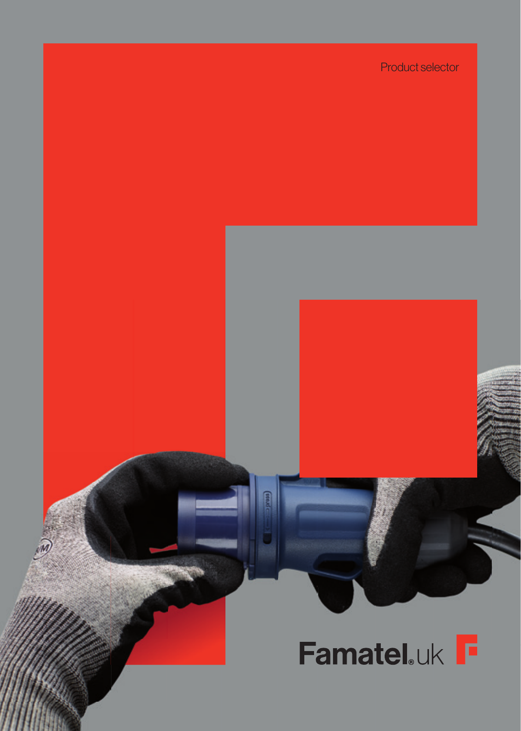Product selector

Famatel.uk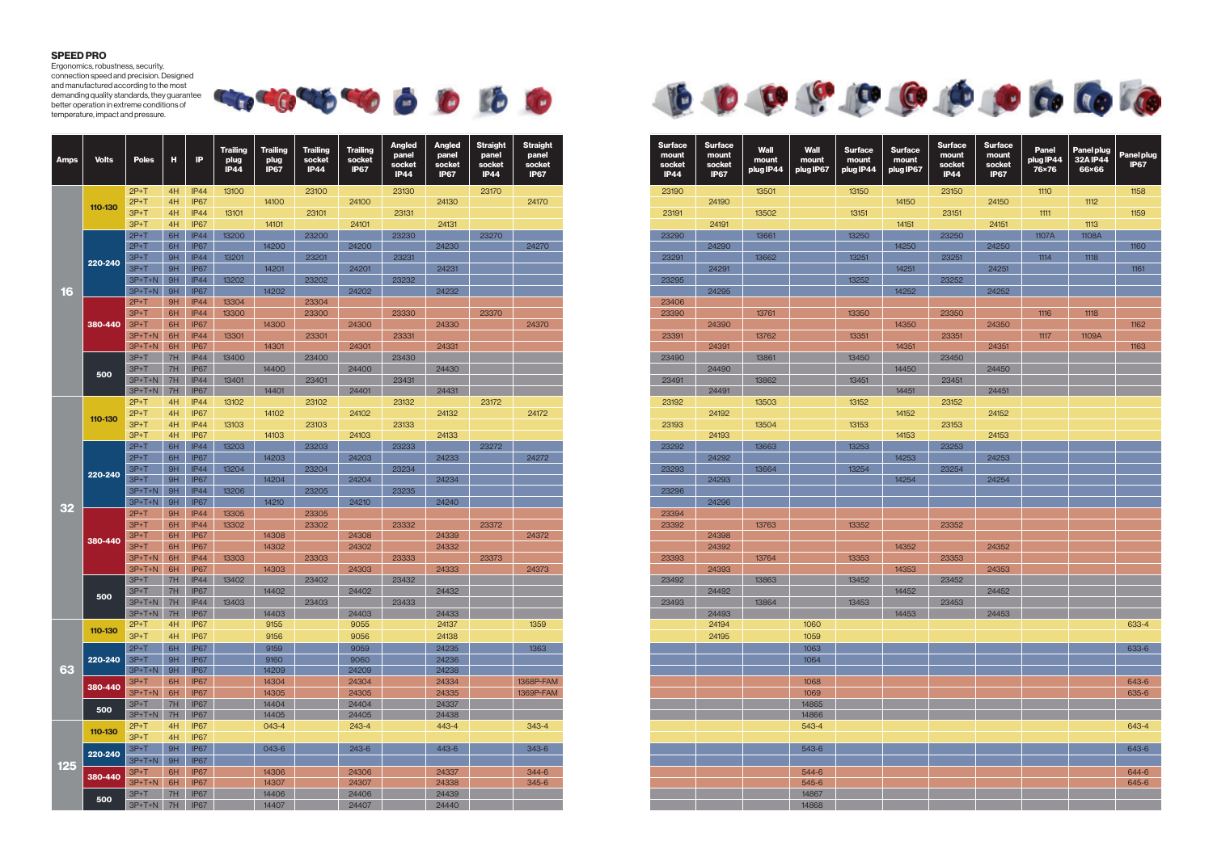### SPEED PRO

Ergonomics, robustness, security, connection speed and precision. Designed and manufactured according to the most demanding quality standards, they guarantee better operation in extreme conditions of temperature, impact and pressure.

| Amps | Volts | Poles | H | IP | Trailing plug IP44 | Trailing plug IP67 | Trailing socket IP44 | Trailing socket IP67 | Angled panel socket IP44 | Angled panel socket IP67 | Straight panel socket IP44 | Straight panel socket IP67 | Surface mount socket IP44 | Surface mount socket IP67 | Wall mount plug IP44 | Wall mount plug IP67 | Surface mount plug IP44 | Surface mount plug IP67 | Surface mount socket IP44 | Surface mount socket IP67 | Panel plug IP44 76×76 | Panel plug 32A IP44 66×66 | Panel plug IP67 |
|---|---|---|---|---|---|---|---|---|---|---|---|---|---|---|---|---|---|---|---|---|---|---|---|
| 16 | 110-130 | 2P+T | 4H | IP44 | 13100 | | 23100 | | 23130 | | 23170 | | 23190 | | 13501 | | 13150 | | 23150 | | 1110 | | 1158 |
| | | 2P+T | 4H | IP67 | | 14100 | | 24100 | | 24130 | | 24170 | | 24190 | | | | 14150 | | 24150 | | 1112 | |
| | | 3P+T | 4H | IP44 | 13101 | | 23101 | | 23131 | | | | 23191 | | 13502 | | 13151 | | 23151 | | 1111 | | 1159 |
| | | 3P+T | 4H | IP67 | | 14101 | | 24101 | | 24131 | | | | 24191 | | | | 14151 | | 24151 | | 1113 | |
| | 220-240 | 2P+T | 6H | IP44 | 13200 | | 23200 | | 23230 | | 23270 | | 23290 | | 13661 | | 13250 | | 23250 | | 1107A | 1108A | |
| | | 2P+T | 6H | IP67 | | 14200 | | 24200 | | 24230 | | 24270 | | 24290 | | | | 14250 | | 24250 | | | 1160 |
| | | 3P+T | 9H | IP44 | 13201 | | 23201 | | 23231 | | | | 23291 | | 13662 | | 13251 | | 23251 | | 1114 | 1118 | |
| | | 3P+T | 9H | IP67 | | 14201 | | 24201 | | 24231 | | | | 24291 | | | | 14251 | | 24251 | | | 1161 |
| | | 3P+T+N | 9H | IP44 | 13202 | | 23202 | | 23232 | | | | 23295 | | | | 13252 | | 23252 | | | | |
| | | 3P+T+N | 9H | IP67 | | 14202 | | 24202 | | 24232 | | | | 24295 | | | | 14252 | | 24252 | | | |
| | 380-440 | 2P+T | 9H | IP44 | 13304 | | 23304 | | | | | | 23406 | | | | | | | | | | |
| | | 3P+T | 6H | IP44 | 13300 | | 23300 | | 23330 | | 23370 | | 23390 | | 13761 | | 13350 | | 23350 | | 1116 | 1118 | |
| | | 3P+T | 6H | IP67 | | 14300 | | 24300 | | 24330 | | 24370 | | 24390 | | | | 14350 | | 24350 | | | 1162 |
| | | 3P+T+N | 6H | IP44 | 13301 | | 23301 | | 23331 | | | | 23391 | | 13762 | | 13351 | | 23351 | | 1117 | 1109A | |
| | | 3P+T+N | 6H | IP67 | | 14301 | | 24301 | | 24331 | | | | 24391 | | | | 14351 | | 24351 | | | 1163 |
| | 500 | 3P+T | 7H | IP44 | 13400 | | 23400 | | 23430 | | | | 23490 | | 13861 | | 13450 | | 23450 | | | | |
| | | 3P+T | 7H | IP67 | | 14400 | | 24400 | | 24430 | | | | 24490 | | | | 14450 | | 24450 | | | |
| | | 3P+T+N | 7H | IP44 | 13401 | | 23401 | | 23431 | | | | 23491 | | 13862 | | 13451 | | 23451 | | | | |
| | | 3P+T+N | 7H | IP67 | | 14401 | | 24401 | | 24431 | | | | 24491 | | | | 14451 | | 24451 | | | |
| 32 | 110-130 | 2P+T | 4H | IP44 | 13102 | | 23102 | | 23132 | | 23172 | | 23192 | | 13503 | | 13152 | | 23152 | | | | |
| | | 2P+T | 4H | IP67 | | 14102 | | 24102 | | 24132 | | 24172 | | 24192 | | | | 14152 | | 24152 | | | |
| | | 3P+T | 4H | IP44 | 13103 | | 23103 | | 23133 | | | | 23193 | | 13504 | | 13153 | | 23153 | | | | |
| | | 3P+T | 4H | IP67 | | 14103 | | 24103 | | 24133 | | | | 24193 | | | | 14153 | | 24153 | | | |
| | 220-240 | 2P+T | 6H | IP44 | 13203 | | 23203 | | 23233 | | 23272 | | 23292 | | 13663 | | 13253 | | 23253 | | | | |
| | | 2P+T | 6H | IP67 | | 14203 | | 24203 | | 24233 | | 24272 | | 24292 | | | | 14253 | | 24253 | | | |
| | | 3P+T | 9H | IP44 | 13204 | | 23204 | | 23234 | | | | 23293 | | 13664 | | 13254 | | 23254 | | | | |
| | | 3P+T | 9H | IP67 | | 14204 | | 24204 | | 24234 | | | | 24293 | | | | 14254 | | 24254 | | | |
| | | 3P+T+N | 9H | IP44 | 13206 | | 23205 | | 23235 | | | | 23296 | | | | | | | | | | |
| | | 3P+T+N | 9H | IP67 | | 14210 | | 24210 | | 24240 | | | | 24296 | | | | | | | | | |
| | 380-440 | 2P+T | 9H | IP44 | 13305 | | 23305 | | | | | | 23394 | | | | | | | | | | |
| | | 3P+T | 6H | IP44 | 13302 | | 23302 | | 23332 | | 23372 | | 23392 | | 13763 | | 13352 | | 23352 | | | | |
| | | 3P+T | 6H | IP67 | | 14308 | | 24308 | | 24339 | | 24372 | | 24398 | | | | | | | | | |
| | | 3P+T | 6H | IP67 | | 14302 | | 24302 | | 24332 | | | | 24392 | | | | 14352 | | 24352 | | | |
| | | 3P+T+N | 6H | IP44 | 13303 | | 23303 | | 23333 | | 23373 | | 23393 | | 13764 | | 13353 | | 23353 | | | | |
| | | 3P+T+N | 6H | IP67 | | 14303 | | 24303 | | 24333 | | 24373 | | 24393 | | | | 14353 | | 24353 | | | |
| | 500 | 3P+T | 7H | IP44 | 13402 | | 23402 | | 23432 | | | | 23492 | | 13863 | | 13452 | | 23452 | | | | |
| | | 3P+T | 7H | IP67 | | 14402 | | 24402 | | 24432 | | | | 24492 | | | | 14452 | | 24452 | | | |
| | | 3P+T+N | 7H | IP44 | 13403 | | 23403 | | 23433 | | | | 23493 | | 13864 | | 13453 | | 23453 | | | | |
| | | 3P+T+N | 7H | IP67 | | 14403 | | 24403 | | 24433 | | | | 24493 | | | | 14453 | | 24453 | | | |
| 63 | 110-130 | 2P+T | 4H | IP67 | | 9155 | | 9055 | | 24137 | | 1359 | | 24194 | | 1060 | | | | | | | 633-4 |
| | | 3P+T | 4H | IP67 | | 9156 | | 9056 | | 24138 | | | | 24195 | | 1059 | | | | | | | |
| | 220-240 | 2P+T | 6H | IP67 | | 9159 | | 9059 | | 24235 | | 1363 | | | | 1063 | | | | | | | 633-6 |
| | | 3P+T | 9H | IP67 | | 9160 | | 9060 | | 24236 | | | | | | 1064 | | | | | | | |
| | | 3P+T+N | 9H | IP67 | | 14209 | | 24209 | | 24238 | | | | | | | | | | | | | |
| | 380-440 | 3P+T | 6H | IP67 | | 14304 | | 24304 | | 24334 | | 1368P-FAM | | | | 1068 | | | | | | | 643-6 |
| | | 3P+T+N | 6H | IP67 | | 14305 | | 24305 | | 24335 | | 1369P-FAM | | | | 1069 | | | | | | | 635-6 |
| | 500 | 3P+T | 7H | IP67 | | 14404 | | 24404 | | 24337 | | | | | | 14865 | | | | | | | |
| | | 3P+T+N | 7H | IP67 | | 14405 | | 24405 | | 24438 | | | | | | 14866 | | | | | | | |
| 125 | 110-130 | 2P+T | 4H | IP67 | | 043-4 | | 243-4 | | 443-4 | | 343-4 | | | | 543-4 | | | | | | | 643-4 |
| | | 3P+T | 4H | IP67 | | | | | | | | | | | | | | | | | | | |
| | 220-240 | 3P+T | 9H | IP67 | | 043-6 | | 243-6 | | 443-6 | | 343-6 | | | | 543-6 | | | | | | | 643-6 |
| | | 3P+T+N | 9H | IP67 | | | | | | | | | | | | | | | | | | | |
| | 380-440 | 3P+T | 6H | IP67 | | 14306 | | 24306 | | 24337 | | 344-6 | | | | 544-6 | | | | | | | 644-6 |
| | | 3P+T+N | 6H | IP67 | | 14307 | | 24307 | | 24338 | | 345-6 | | | | 545-6 | | | | | | | 645-6 |
| | 500 | 3P+T | 7H | IP67 | | 14406 | | 24406 | | 24439 | | | | | | 14867 | | | | | | | |
| | | 3P+T+N | 7H | IP67 | | 14407 | | 24407 | | 24440 | | | | | | 14868 | | | | | | | |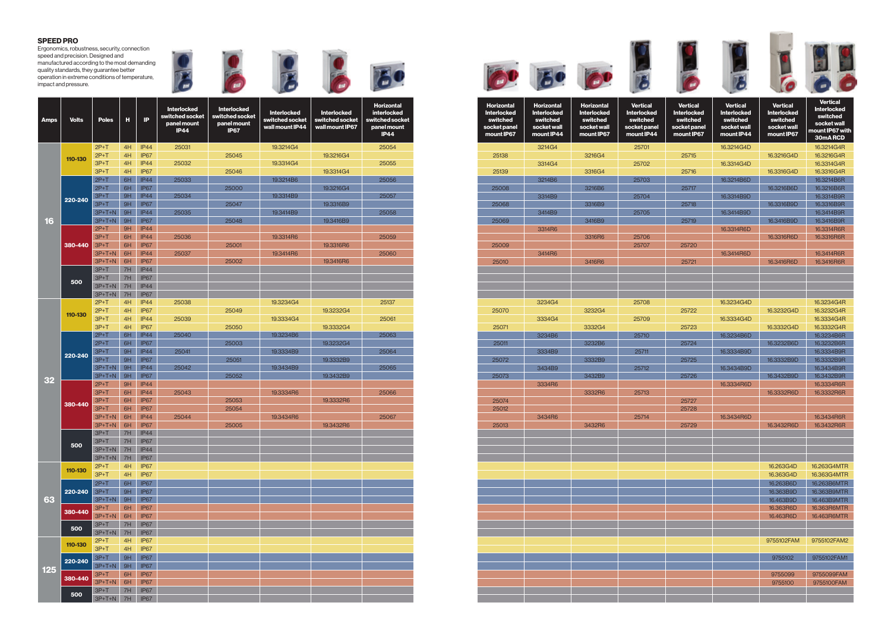## SPEED PRO

Ergonomics, robustness, security, connection speed and precision. Designed and manufactured according to the most demanding quality standards, they guarantee better operation in extreme conditions of temperature, impact and pressure.

| Amps | Volts | Poles | H | IP | Interlocked switched socket panel mount IP44 | Interlocked switched socket panel mount IP67 | Interlocked switched socket wall mount IP44 | Interlocked switched socket wall mount IP67 | Horizontal interlocked switched socket panel mount IP44 | Horizontal Interlocked switched socket panel mount IP67 | Horizontal Interlocked switched socket wall mount IP44 | Horizontal Interlocked switched socket wall mount IP67 | Vertical Interlocked switched socket panel mount IP44 | Vertical Interlocked switched socket panel mount IP67 | Vertical Interlocked switched socket wall mount IP44 | Vertical Interlocked switched socket wall mount IP67 | Vertical Interlocked switched socket wall mount IP67 with 30mA RCD |
|---|---|---|---|---|---|---|---|---|---|---|---|---|---|---|---|---|---|
| 16 | 110-130 | 2P+T | 4H | IP44 | 25031 | | 19.3214G4 | | 25054 | | 3214G4 | | 25701 | | 16.3214G4D | | 16.3214G4R |
| | | 2P+T | 4H | IP67 | | 25045 | | 19.3216G4 | | 25138 | | 3216G4 | | 25715 | | 16.3216G4D | 16.3216G4R |
| | | 3P+T | 4H | IP44 | 25032 | | 19.3314G4 | | 25055 | | 3314G4 | | 25702 | | 16.3314G4D | | 16.3314G4R |
| | | 3P+T | 4H | IP67 | | 25046 | | 19.3314G4 | | 25139 | | 3316G4 | | 25716 | | 16.3316G4D | 16.3316G4R |
| | 220-240 | 2P+T | 6H | IP44 | 25033 | | 19.3214B6 | | 25056 | | 3214B6 | | 25703 | | 16.3214B6D | | 16.3214B6R |
| | | 2P+T | 6H | IP67 | | 25000 | | 19.3216G4 | | 25008 | | 3216B6 | | 25717 | | 16.3216B6D | 16.3216B6R |
| | | 3P+T | 9H | IP44 | 25034 | | 19.3314B9 | | 25057 | | 3314B9 | | 25704 | | 16.3314B9D | | 16.3314B9R |
| | | 3P+T | 9H | IP67 | | 25047 | | 19.3316B9 | | 25068 | | 3316B9 | | 25718 | | 16.3316B9D | 16.3316B9R |
| | | 3P+T+N | 9H | IP44 | 25035 | | 19.3414B9 | | 25058 | | 3414B9 | | 25705 | | 16.3414B9D | | 16.3414B9R |
| | | 3P+T+N | 9H | IP67 | | 25048 | | 19.3416B9 | | 25069 | | 3416B9 | | 25719 | | 16.3416B9D | 16.3416B9R |
| | 380-440 | 2P+T | 9H | IP44 | | | | | | | 3314R6 | | | | 16.3314R6D | | 16.3314R6R |
| | | 3P+T | 6H | IP44 | 25036 | | 19.3314R6 | | 25059 | | | 3316R6 | 25706 | | | 16.3316R6D | 16.3316R6R |
| | | 3P+T | 6H | IP67 | | 25001 | | 19.3316R6 | | 25009 | | | 25707 | 25720 | | | |
| | | 3P+T+N | 6H | IP44 | 25037 | | 19.3414R6 | | 25060 | | 3414R6 | | | | 16.3414R6D | | 16.3414R6R |
| | | 3P+T+N | 6H | IP67 | | 25002 | | 19.3416R6 | | 25010 | | 3416R6 | | 25721 | | 16.3416R6D | 16.3416R6R |
| | 500 | 3P+T | 7H | IP44 | | | | | | | | | | | | | |
| | | 3P+T | 7H | IP67 | | | | | | | | | | | | | |
| | | 3P+T+N | 7H | IP44 | | | | | | | | | | | | | |
| | | 3P+T+N | 7H | IP67 | | | | | | | | | | | | | |
| 32 | 110-130 | 2P+T | 4H | IP44 | 25038 | | 19.3234G4 | | 25137 | | 3234G4 | | 25708 | | 16.3234G4D | | 16.3234G4R |
| | | 2P+T | 4H | IP67 | | 25049 | | 19.3232G4 | | 25070 | | 3232G4 | | 25722 | | 16.3232G4D | 16.3232G4R |
| | | 3P+T | 4H | IP44 | 25039 | | 19.3334G4 | | 25061 | | 3334G4 | | 25709 | | 16.3334G4D | | 16.3334G4R |
| | | 3P+T | 4H | IP67 | | 25050 | | 19.3332G4 | | 25071 | | 3332G4 | | 25723 | | 16.3332G4D | 16.3332G4R |
| | 220-240 | 2P+T | 6H | IP44 | 25040 | | 19.3234B6 | | 25063 | | 3234B6 | | 25710 | | 16.3234B6D | | 16.3234B6R |
| | | 2P+T | 6H | IP67 | | 25003 | | 19.3232G4 | | 25011 | | 3232B6 | | 25724 | | 16.3232B6D | 16.3232B6R |
| | | 3P+T | 9H | IP44 | 25041 | | 19.3334B9 | | 25064 | | 3334B9 | | 25711 | | 16.3334B9D | | 16.3334B9R |
| | | 3P+T | 9H | IP67 | | 25051 | | 19.3332B9 | | 25072 | | 3332B9 | | 25725 | | 16.3332B9D | 16.3332B9R |
| | | 3P+T+N | 9H | IP44 | 25042 | | 19.3434B9 | | 25065 | | 3434B9 | | 25712 | | 16.3434B9D | | 16.3434B9R |
| | | 3P+T+N | 9H | IP67 | | 25052 | | 19.3432B9 | | 25073 | | 3432B9 | | 25726 | | 16.3432B9D | 16.3432B9R |
| | 380-440 | 2P+T | 9H | IP44 | | | | | | | 3334R6 | | | | 16.3334R6D | | 16.3334R6R |
| | | 3P+T | 6H | IP44 | 25043 | | 19.3334R6 | | 25066 | | | 3332R6 | 25713 | | | 16.3332R6D | 16.3332R6R |
| | | 3P+T | 6H | IP67 | | 25053 | | 19.3332R6 | | 25074 | | | | 25727 | | | |
| | | 3P+T | 6H | IP67 | | 25054 | | | | 25012 | | | | 25728 | | | |
| | | 3P+T+N | 6H | IP44 | 25044 | | 19.3434R6 | | 25067 | | 3434R6 | | 25714 | | 16.3434R6D | | 16.3434R6R |
| | | 3P+T+N | 6H | IP67 | | 25005 | | 19.3432R6 | | 25013 | | 3432R6 | | 25729 | | 16.3432R6D | 16.3432R6R |
| | 500 | 3P+T | 7H | IP44 | | | | | | | | | | | | | |
| | | 3P+T | 7H | IP67 | | | | | | | | | | | | | |
| | | 3P+T+N | 7H | IP44 | | | | | | | | | | | | | |
| | | 3P+T+N | 7H | IP67 | | | | | | | | | | | | | |
| 63 | 110-130 | 2P+T | 4H | IP67 | | | | | | | | | | | | 16.263G4D | 16.263G4MTR |
| | | 3P+T | 4H | IP67 | | | | | | | | | | | | 16.363G4D | 16.363G4MTR |
| | 220-240 | 2P+T | 6H | IP67 | | | | | | | | | | | | 16.263B6D | 16.263B6MTR |
| | | 3P+T | 9H | IP67 | | | | | | | | | | | | 16.363B9D | 16.363B9MTR |
| | | 3P+T+N | 9H | IP67 | | | | | | | | | | | | 16.463B9D | 16.463B9MTR |
| | 380-440 | 3P+T | 6H | IP67 | | | | | | | | | | | | 16.363R6D | 16.363R6MTR |
| | | 3P+T+N | 6H | IP67 | | | | | | | | | | | | 16.463R6D | 16.463R6MTR |
| | 500 | 3P+T | 7H | IP67 | | | | | | | | | | | | | |
| | | 3P+T+N | 7H | IP67 | | | | | | | | | | | | | |
| 125 | 110-130 | 2P+T | 4H | IP67 | | | | | | | | | | | | 9755102FAM | 9755102FAM2 |
| | | 3P+T | 4H | IP67 | | | | | | | | | | | | | |
| | 220-240 | 3P+T | 9H | IP67 | | | | | | | | | | | | 9755102 | 9755102FAM1 |
| | | 3P+T+N | 9H | IP67 | | | | | | | | | | | | | |
| | 380-440 | 3P+T | 6H | IP67 | | | | | | | | | | | | 9755099 | 9755099FAM |
| | | 3P+T+N | 6H | IP67 | | | | | | | | | | | | 9755100 | 9755100FAM |
| | 500 | 3P+T | 7H | IP67 | | | | | | | | | | | | | |
| | | 3P+T+N | 7H | IP67 | | | | | | | | | | | | | |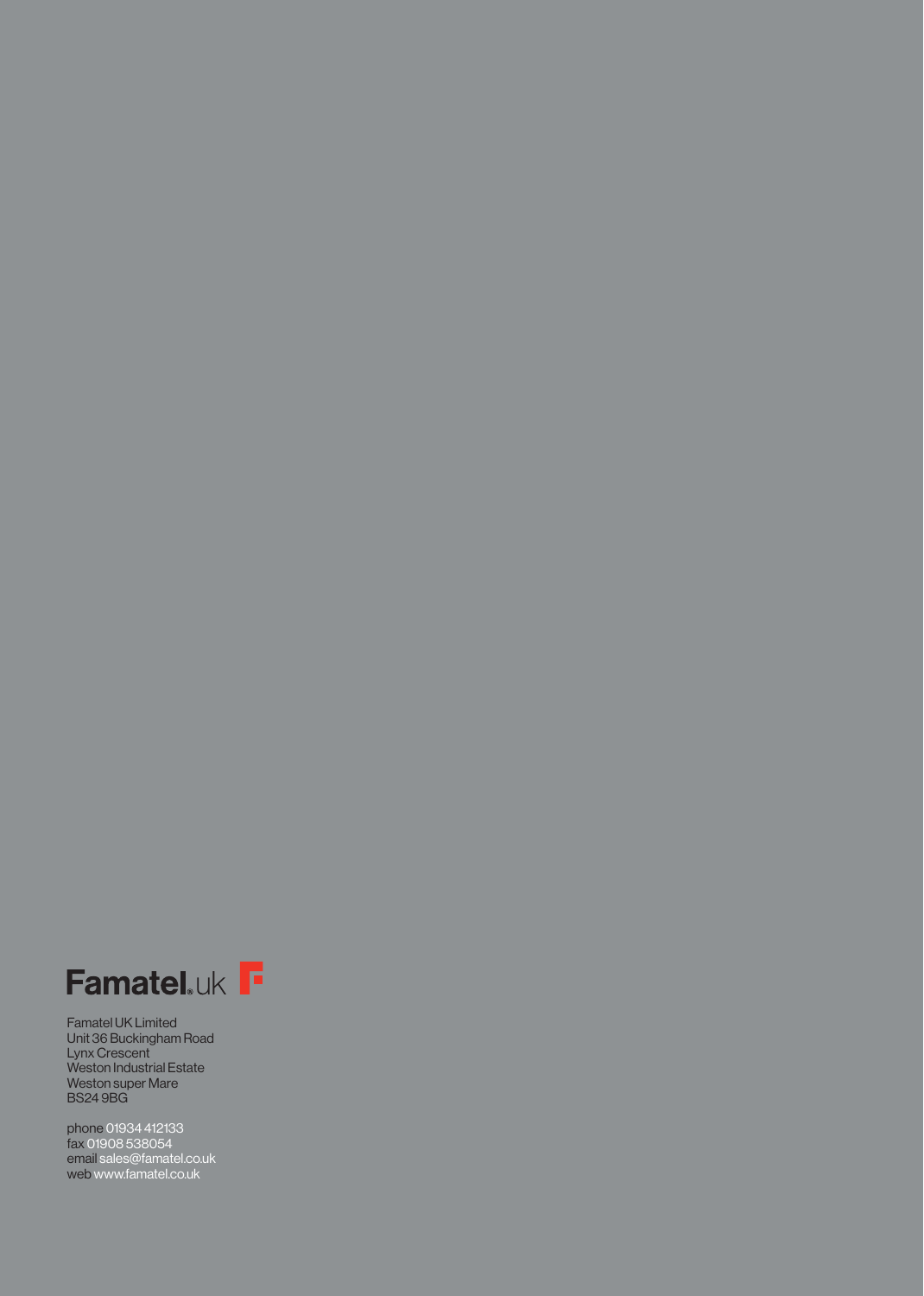**Famatel**.uk

Famatel UK Limited
Unit 36 Buckingham Road
Lynx Crescent
Weston Industrial Estate
Weston super Mare
BS24 9BG

phone 01934 412133
fax 01908 538054
email sales@famatel.co.uk
web www.famatel.co.uk